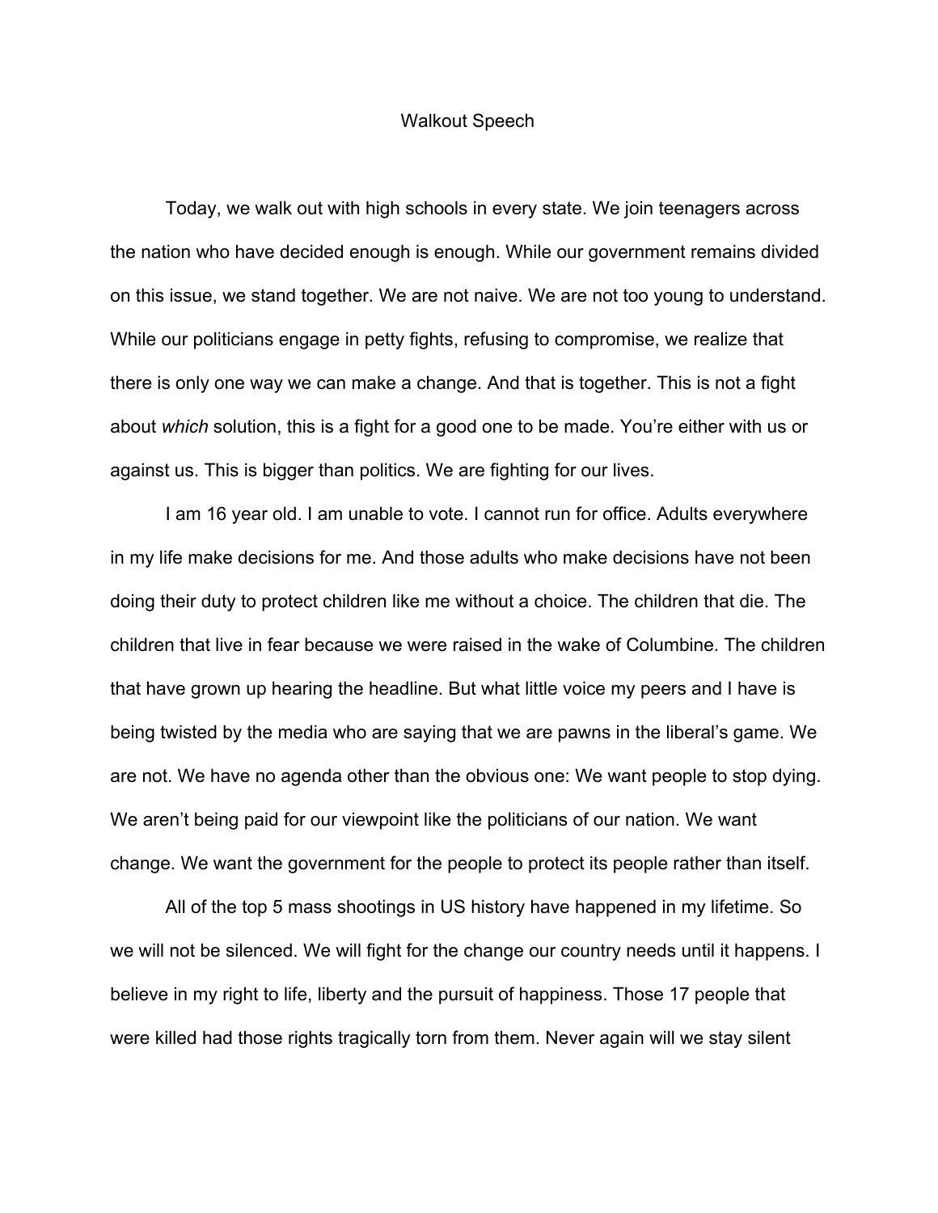# Walkout Speech

Today, we walk out with high schools in every state. We join teenagers across the nation who have decided enough is enough. While our government remains divided on this issue, we stand together. We are not naive. We are not too young to understand. While our politicians engage in petty fights, refusing to compromise, we realize that there is only one way we can make a change. And that is together. This is not a fight about *which* solution, this is a fight for a good one to be made. You're either with us or against us. This is bigger than politics. We are fighting for our lives.

I am 16 year old. I am unable to vote. I cannot run for office. Adults everywhere in my life make decisions for me. And those adults who make decisions have not been doing their duty to protect children like me without a choice. The children that die. The children that live in fear because we were raised in the wake of Columbine. The children that have grown up hearing the headline. But what little voice my peers and I have is being twisted by the media who are saying that we are pawns in the liberal's game. We are not. We have no agenda other than the obvious one: We want people to stop dying. We aren't being paid for our viewpoint like the politicians of our nation. We want change. We want the government for the people to protect its people rather than itself.

All of the top 5 mass shootings in US history have happened in my lifetime. So we will not be silenced. We will fight for the change our country needs until it happens. I believe in my right to life, liberty and the pursuit of happiness. Those 17 people that were killed had those rights tragically torn from them. Never again will we stay silent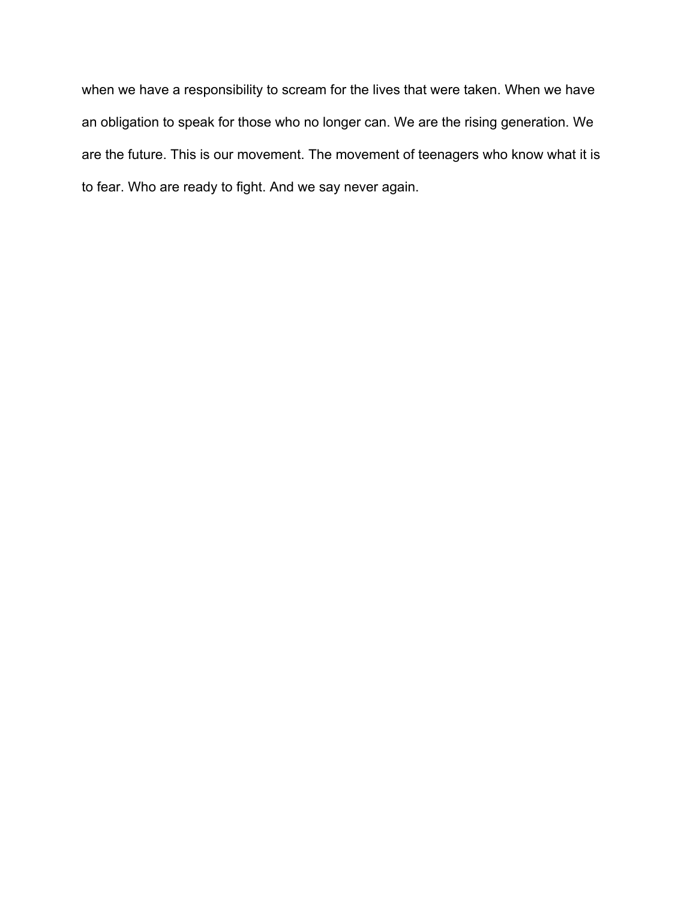when we have a responsibility to scream for the lives that were taken. When we have an obligation to speak for those who no longer can. We are the rising generation. We are the future. This is our movement. The movement of teenagers who know what it is to fear. Who are ready to fight. And we say never again.